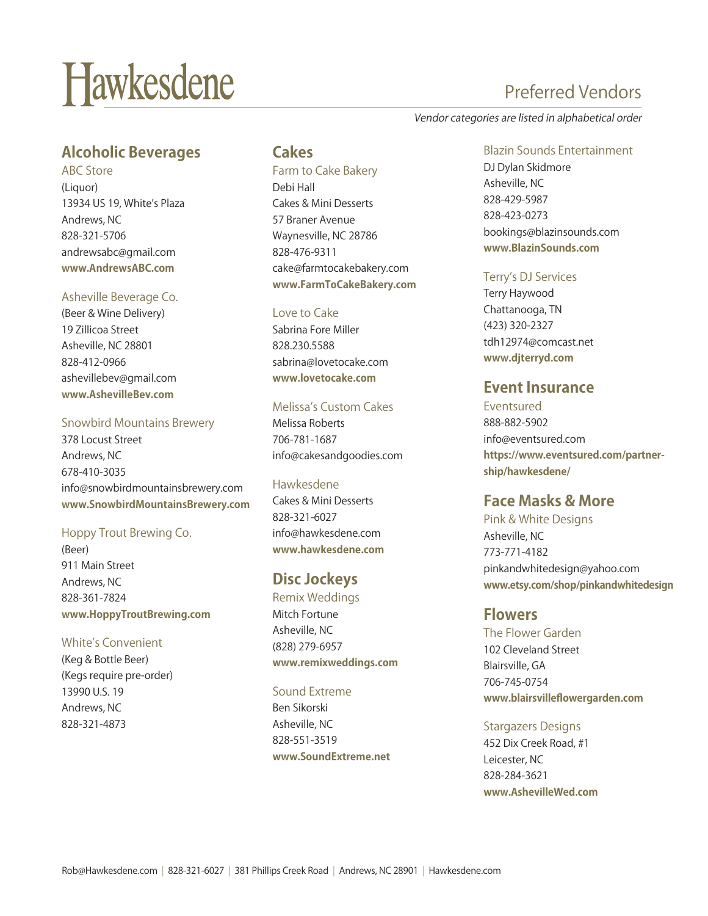# Hawkesdene

## Preferred Vendors

*Vendor categories are listed in alphabetical order*

## Alcoholic Beverages

### ABC Store
(Liquor)
13934 US 19, White's Plaza
Andrews, NC
828-321-5706
andrewsabc@gmail.com
**www.AndrewsABC.com**

### Asheville Beverage Co.
(Beer & Wine Delivery)
19 Zillicoa Street
Asheville, NC 28801
828-412-0966
ashevillebev@gmail.com
**www.AshevilleBev.com**

### Snowbird Mountains Brewery
378 Locust Street
Andrews, NC
678-410-3035
info@snowbirdmountainsbrewery.com
**www.SnowbirdMountainsBrewery.com**

### Hoppy Trout Brewing Co.
(Beer)
911 Main Street
Andrews, NC
828-361-7824
**www.HoppyTroutBrewing.com**

### White's Convenient
(Keg & Bottle Beer)
(Kegs require pre-order)
13990 U.S. 19
Andrews, NC
828-321-4873

## Cakes

### Farm to Cake Bakery
Debi Hall
Cakes & Mini Desserts
57 Braner Avenue
Waynesville, NC 28786
828-476-9311
cake@farmtocakebakery.com
**www.FarmToCakeBakery.com**

### Love to Cake
Sabrina Fore Miller
828.230.5588
sabrina@lovetocake.com
**www.lovetocake.com**

### Melissa's Custom Cakes
Melissa Roberts
706-781-1687
info@cakesandgoodies.com

### Hawkesdene
Cakes & Mini Desserts
828-321-6027
info@hawkesdene.com
**www.hawkesdene.com**

## Disc Jockeys

### Remix Weddings
Mitch Fortune
Asheville, NC
(828) 279-6957
**www.remixweddings.com**

### Sound Extreme
Ben Sikorski
Asheville, NC
828-551-3519
**www.SoundExtreme.net**

### Blazin Sounds Entertainment
DJ Dylan Skidmore
Asheville, NC
828-429-5987
828-423-0273
bookings@blazinsounds.com
**www.BlazinSounds.com**

### Terry's DJ Services
Terry Haywood
Chattanooga, TN
(423) 320-2327
tdh12974@comcast.net
**www.djterryd.com**

## Event Insurance

### Eventsured
888-882-5902
info@eventsured.com
**https://www.eventsured.com/partnership/hawkesdene/**

## Face Masks & More

### Pink & White Designs
Asheville, NC
773-771-4182
pinkandwhitedesign@yahoo.com
**www.etsy.com/shop/pinkandwhitedesign**

## Flowers

### The Flower Garden
102 Cleveland Street
Blairsville, GA
706-745-0754
**www.blairsvilleflowergarden.com**

### Stargazers Designs
452 Dix Creek Road, #1
Leicester, NC
828-284-3621
**www.AshevilleWed.com**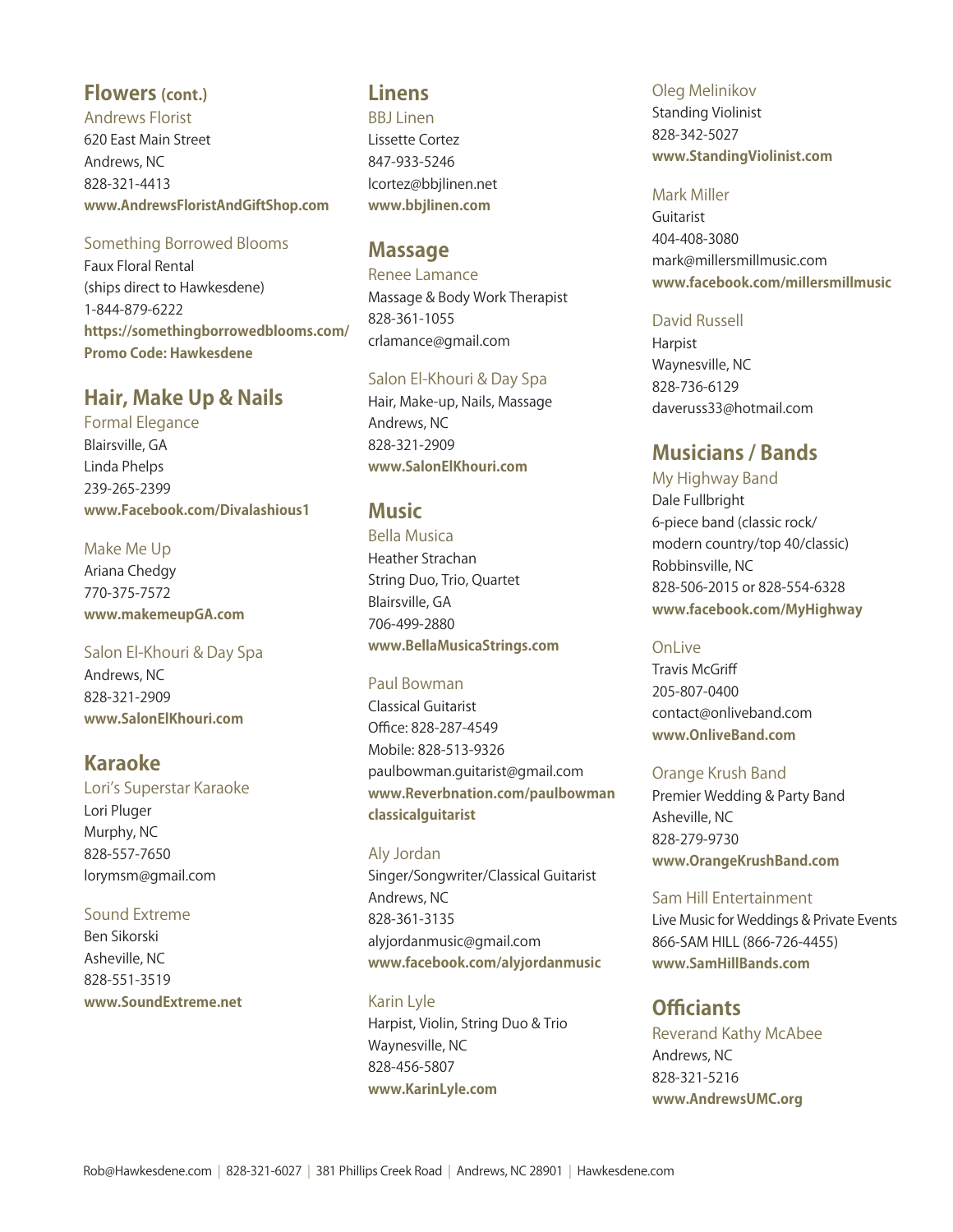## Flowers (cont.)

### Andrews Florist
620 East Main Street
Andrews, NC
828-321-4413
**www.AndrewsFloristAndGiftShop.com**

### Something Borrowed Blooms
Faux Floral Rental
(ships direct to Hawkesdene)
1-844-879-6222
**https://somethingborrowedblooms.com/**
**Promo Code: Hawkesdene**

## Hair, Make Up & Nails

### Formal Elegance
Blairsville, GA
Linda Phelps
239-265-2399
**www.Facebook.com/Divalashious1**

### Make Me Up
Ariana Chedgy
770-375-7572
**www.makemeupGA.com**

### Salon El-Khouri & Day Spa
Andrews, NC
828-321-2909
**www.SalonElKhouri.com**

## Karaoke

### Lori's Superstar Karaoke
Lori Pluger
Murphy, NC
828-557-7650
lorymsm@gmail.com

### Sound Extreme
Ben Sikorski
Asheville, NC
828-551-3519
**www.SoundExtreme.net**

## Linens

### BBJ Linen
Lissette Cortez
847-933-5246
lcortez@bbjlinen.net
**www.bbjlinen.com**

## Massage

### Renee Lamance
Massage & Body Work Therapist
828-361-1055
crlamance@gmail.com

### Salon El-Khouri & Day Spa
Hair, Make-up, Nails, Massage
Andrews, NC
828-321-2909
**www.SalonElKhouri.com**

## Music

### Bella Musica
Heather Strachan
String Duo, Trio, Quartet
Blairsville, GA
706-499-2880
**www.BellaMusicaStrings.com**

### Paul Bowman
Classical Guitarist
Office: 828-287-4549
Mobile: 828-513-9326
paulbowman.guitarist@gmail.com
**www.Reverbnation.com/paulbowmanclassicalguitarist**

### Aly Jordan
Singer/Songwriter/Classical Guitarist
Andrews, NC
828-361-3135
alyjordanmusic@gmail.com
**www.facebook.com/alyjordanmusic**

### Karin Lyle
Harpist, Violin, String Duo & Trio
Waynesville, NC
828-456-5807
**www.KarinLyle.com**

### Oleg Melinikov
Standing Violinist
828-342-5027
**www.StandingViolinist.com**

### Mark Miller
Guitarist
404-408-3080
mark@millersmillmusic.com
**www.facebook.com/millersmillmusic**

### David Russell
Harpist
Waynesville, NC
828-736-6129
daveruss33@hotmail.com

## Musicians / Bands

### My Highway Band
Dale Fullbright
6-piece band (classic rock/modern country/top 40/classic)
Robbinsville, NC
828-506-2015 or 828-554-6328
**www.facebook.com/MyHighway**

### OnLive
Travis McGriff
205-807-0400
contact@onliveband.com
**www.OnliveBand.com**

### Orange Krush Band
Premier Wedding & Party Band
Asheville, NC
828-279-9730
**www.OrangeKrushBand.com**

### Sam Hill Entertainment
Live Music for Weddings & Private Events
866-SAM HILL (866-726-4455)
**www.SamHillBands.com**

## Officiants

### Reverand Kathy McAbee
Andrews, NC
828-321-5216
**www.AndrewsUMC.org**

Rob@Hawkesdene.com | 828-321-6027 | 381 Phillips Creek Road | Andrews, NC 28901 | Hawkesdene.com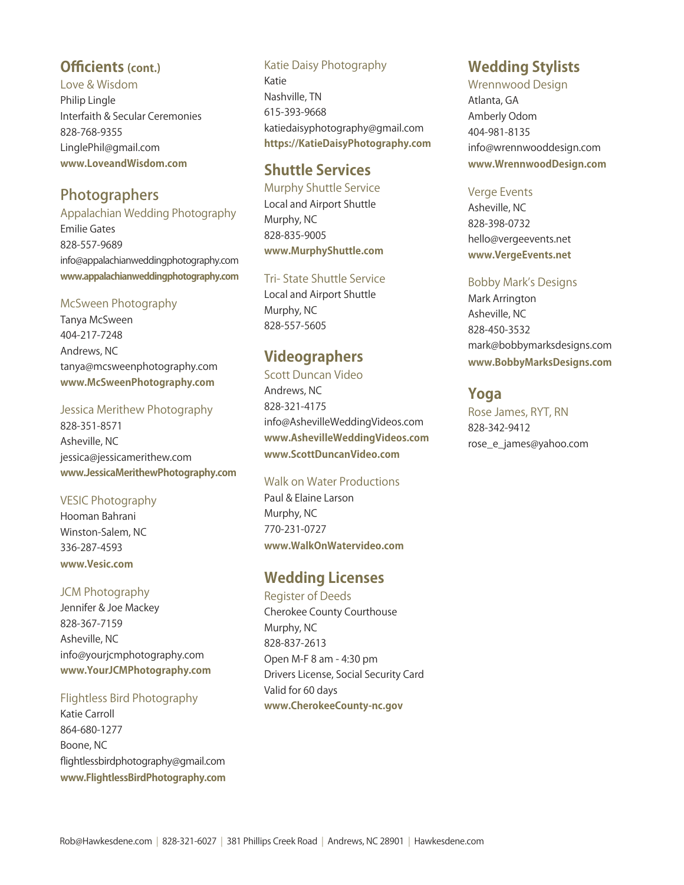## Officients (cont.)

### Love & Wisdom

Philip Lingle
Interfaith & Secular Ceremonies
828-768-9355
LinglePhil@gmail.com
**www.LoveandWisdom.com**

## Photographers

### Appalachian Wedding Photography

Emilie Gates
828-557-9689
info@appalachianweddingphotography.com
**www.appalachianweddingphotography.com**

### McSween Photography

Tanya McSween
404-217-7248
Andrews, NC
tanya@mcsweenphotography.com
**www.McSweenPhotography.com**

### Jessica Merithew Photography

828-351-8571
Asheville, NC
jessica@jessicamerithew.com
**www.JessicaMerithewPhotography.com**

### VESIC Photography

Hooman Bahrani
Winston-Salem, NC
336-287-4593
**www.Vesic.com**

### JCM Photography

Jennifer & Joe Mackey
828-367-7159
Asheville, NC
info@yourjcmphotography.com
**www.YourJCMPhotography.com**

### Flightless Bird Photography

Katie Carroll
864-680-1277
Boone, NC
flightlessbirdphotography@gmail.com
**www.FlightlessBirdPhotography.com**

### Katie Daisy Photography

Katie
Nashville, TN
615-393-9668
katiedaisyphotography@gmail.com
**https://KatieDaisyPhotography.com**

## Shuttle Services

### Murphy Shuttle Service

Local and Airport Shuttle
Murphy, NC
828-835-9005
**www.MurphyShuttle.com**

### Tri- State Shuttle Service

Local and Airport Shuttle
Murphy, NC
828-557-5605

## Videographers

### Scott Duncan Video

Andrews, NC
828-321-4175
info@AshevilleWeddingVideos.com
**www.AshevilleWeddingVideos.com**
**www.ScottDuncanVideo.com**

### Walk on Water Productions

Paul & Elaine Larson
Murphy, NC
770-231-0727
**www.WalkOnWatervideo.com**

## Wedding Licenses

### Register of Deeds

Cherokee County Courthouse
Murphy, NC
828-837-2613
Open M-F 8 am - 4:30 pm
Drivers License, Social Security Card
Valid for 60 days
**www.CherokeeCounty-nc.gov**

## Wedding Stylists

### Wrennwood Design

Atlanta, GA
Amberly Odom
404-981-8135
info@wrennwooddesign.com
**www.WrennwoodDesign.com**

### Verge Events

Asheville, NC
828-398-0732
hello@vergeevents.net
**www.VergeEvents.net**

### Bobby Mark's Designs

Mark Arrington
Asheville, NC
828-450-3532
mark@bobbymarksdesigns.com
**www.BobbyMarksDesigns.com**

## Yoga

### Rose James, RYT, RN

828-342-9412
rose_e_james@yahoo.com